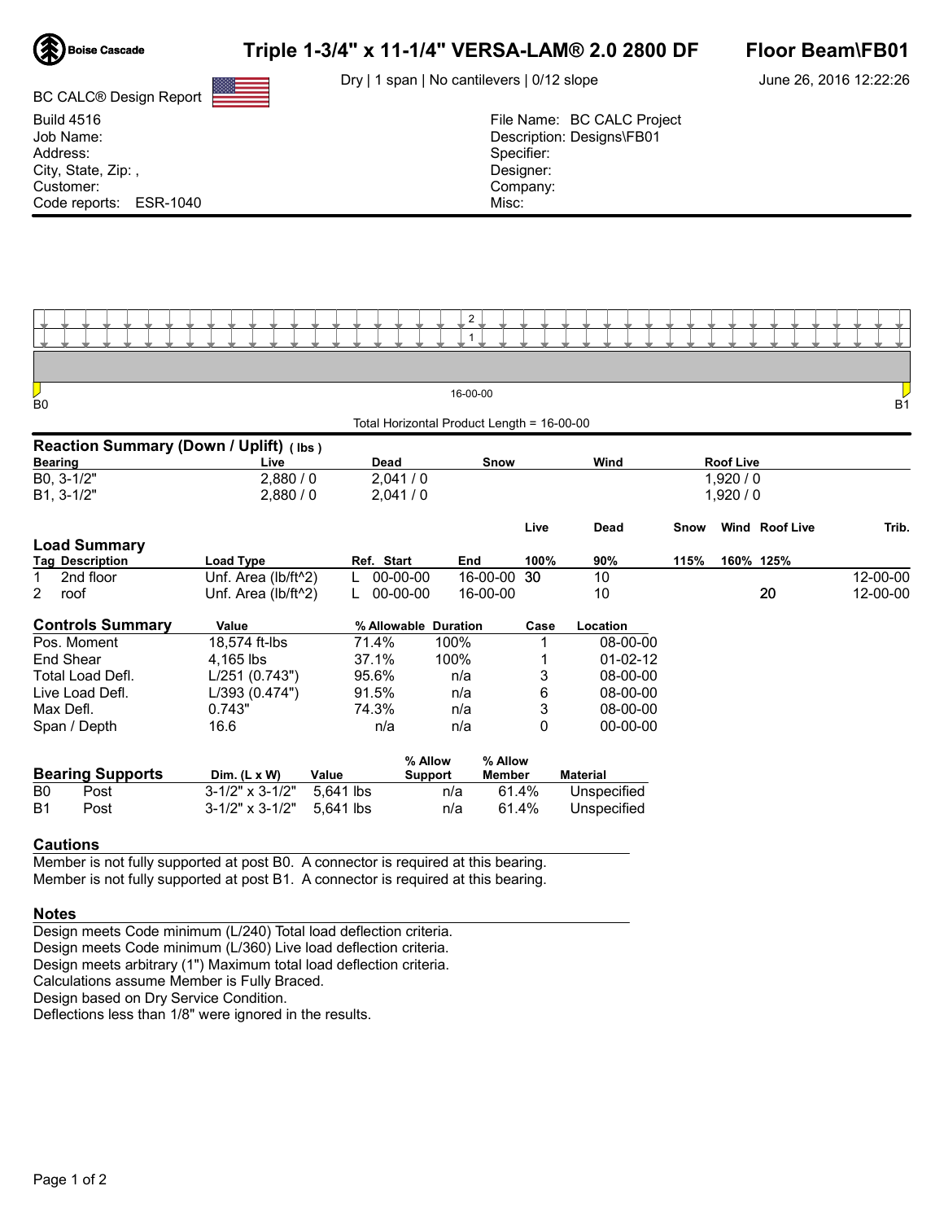# Triple 1-3/4" x 11-1/4" VERSA-LAM® 2.0 2800 DF

**Floor Beam\FB01**

Dry | 1 span | No cantilevers | 0/12 slope

June 26, 2016 12:22:26

BC CALC® Design Report

Build 4516
Job Name:
Address:
City, State, Zip: ,
Customer:
Code reports: ESR-1040

File Name: BC CALC Project
Description: Designs\FB01
Specifier:
Designer:
Company:
Misc:

2
1

B0 — 16-00-00 — B1

Total Horizontal Product Length = 16-00-00

## Reaction Summary (Down / Uplift) (lbs)

| Bearing | Live | Dead | Snow | Wind | Roof Live |
|---|---|---|---|---|---|
| B0, 3-1/2" | 2,880 / 0 | 2,041 / 0 | | | 1,920 / 0 |
| B1, 3-1/2" | 2,880 / 0 | 2,041 / 0 | | | 1,920 / 0 |

## Load Summary

| Tag | Description | Load Type | Ref. | Start | End | Live 100% | Dead 90% | Snow 115% | Wind 160% | Roof Live 125% | Trib. |
|---|---|---|---|---|---|---|---|---|---|---|---|
| 1 | 2nd floor | Unf. Area (lb/ft^2) | L | 00-00-00 | 16-00-00 | 30 | 10 | | | | 12-00-00 |
| 2 | roof | Unf. Area (lb/ft^2) | L | 00-00-00 | 16-00-00 | | 10 | | | 20 | 12-00-00 |

## Controls Summary

| Controls Summary | Value | % Allowable | Duration | Case | Location |
|---|---|---|---|---|---|
| Pos. Moment | 18,574 ft-lbs | 71.4% | 100% | 1 | 08-00-00 |
| End Shear | 4,165 lbs | 37.1% | 100% | 1 | 01-02-12 |
| Total Load Defl. | L/251 (0.743") | 95.6% | n/a | 3 | 08-00-00 |
| Live Load Defl. | L/393 (0.474") | 91.5% | n/a | 6 | 08-00-00 |
| Max Defl. | 0.743" | 74.3% | n/a | 3 | 08-00-00 |
| Span / Depth | 16.6 | n/a | n/a | 0 | 00-00-00 |

## Bearing Supports

| Bearing Supports | | Dim. (L x W) | Value | % Allow Support | % Allow Member | Material |
|---|---|---|---|---|---|---|
| B0 | Post | 3-1/2" x 3-1/2" | 5,641 lbs | n/a | 61.4% | Unspecified |
| B1 | Post | 3-1/2" x 3-1/2" | 5,641 lbs | n/a | 61.4% | Unspecified |

## Cautions

Member is not fully supported at post B0. A connector is required at this bearing.
Member is not fully supported at post B1. A connector is required at this bearing.

## Notes

Design meets Code minimum (L/240) Total load deflection criteria.
Design meets Code minimum (L/360) Live load deflection criteria.
Design meets arbitrary (1") Maximum total load deflection criteria.
Calculations assume Member is Fully Braced.
Design based on Dry Service Condition.
Deflections less than 1/8" were ignored in the results.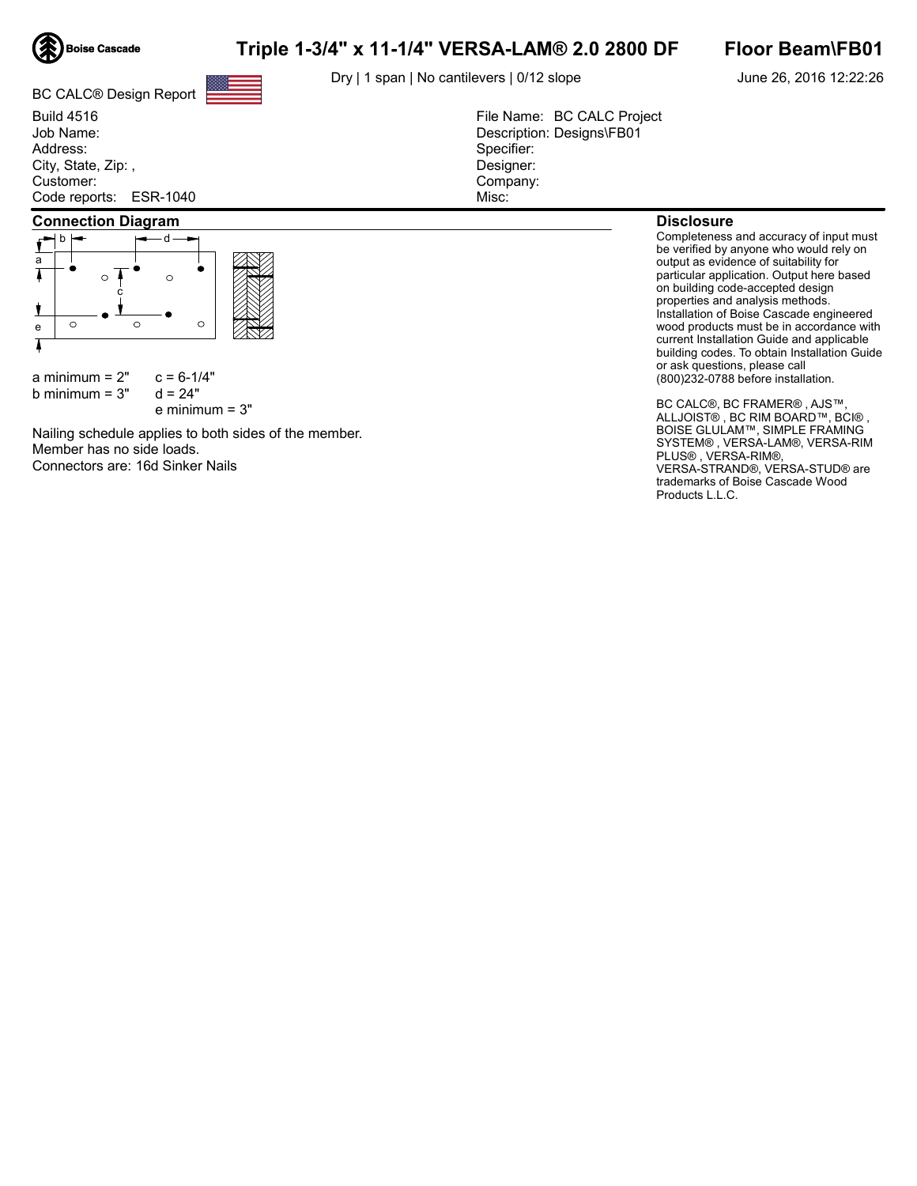# Triple 1-3/4" x 11-1/4" VERSA-LAM® 2.0 2800 DF

# Floor Beam\FB01

Dry | 1 span | No cantilevers | 0/12 slope

June 26, 2016 12:22:26

BC CALC® Design Report

Build 4516
Job Name:
Address:
City, State, Zip: ,
Customer:
Code reports: ESR-1040

File Name: BC CALC Project
Description: Designs\FB01
Specifier:
Designer:
Company:
Misc:

## Connection Diagram

b
d
a
c
e

a minimum = 2"
b minimum = 3"
c = 6-1/4"
d = 24"
e minimum = 3"

Nailing schedule applies to both sides of the member.
Member has no side loads.
Connectors are: 16d Sinker Nails

## Disclosure

Completeness and accuracy of input must be verified by anyone who would rely on output as evidence of suitability for particular application. Output here based on building code-accepted design properties and analysis methods. Installation of Boise Cascade engineered wood products must be in accordance with current Installation Guide and applicable building codes. To obtain Installation Guide or ask questions, please call (800)232-0788 before installation.

BC CALC®, BC FRAMER® , AJS™, ALLJOIST® , BC RIM BOARD™, BCI® , BOISE GLULAM™, SIMPLE FRAMING SYSTEM® , VERSA-LAM®, VERSA-RIM PLUS® , VERSA-RIM®, VERSA-STRAND®, VERSA-STUD® are trademarks of Boise Cascade Wood Products L.L.C.